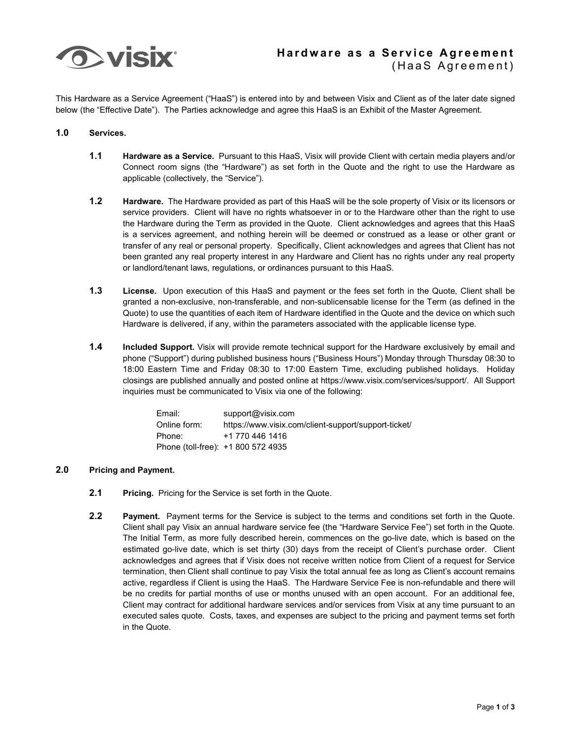# Hardware as a Service Agreement
## (HaaS Agreement)

This Hardware as a Service Agreement ("HaaS") is entered into by and between Visix and Client as of the later date signed below (the "Effective Date"). The Parties acknowledge and agree this HaaS is an Exhibit of the Master Agreement.

### 1.0 Services.

**1.1 Hardware as a Service.** Pursuant to this HaaS, Visix will provide Client with certain media players and/or Connect room signs (the "Hardware") as set forth in the Quote and the right to use the Hardware as applicable (collectively, the "Service").

**1.2 Hardware.** The Hardware provided as part of this HaaS will be the sole property of Visix or its licensors or service providers. Client will have no rights whatsoever in or to the Hardware other than the right to use the Hardware during the Term as provided in the Quote. Client acknowledges and agrees that this HaaS is a services agreement, and nothing herein will be deemed or construed as a lease or other grant or transfer of any real or personal property. Specifically, Client acknowledges and agrees that Client has not been granted any real property interest in any Hardware and Client has no rights under any real property or landlord/tenant laws, regulations, or ordinances pursuant to this HaaS.

**1.3 License.** Upon execution of this HaaS and payment or the fees set forth in the Quote, Client shall be granted a non-exclusive, non-transferable, and non-sublicensable license for the Term (as defined in the Quote) to use the quantities of each item of Hardware identified in the Quote and the device on which such Hardware is delivered, if any, within the parameters associated with the applicable license type.

**1.4 Included Support.** Visix will provide remote technical support for the Hardware exclusively by email and phone ("Support") during published business hours ("Business Hours") Monday through Thursday 08:30 to 18:00 Eastern Time and Friday 08:30 to 17:00 Eastern Time, excluding published holidays. Holiday closings are published annually and posted online at https://www.visix.com/services/support/. All Support inquiries must be communicated to Visix via one of the following:

Email: support@visix.com
Online form: https://www.visix.com/client-support/support-ticket/
Phone: +1 770 446 1416
Phone (toll-free): +1 800 572 4935

### 2.0 Pricing and Payment.

**2.1 Pricing.** Pricing for the Service is set forth in the Quote.

**2.2 Payment.** Payment terms for the Service is subject to the terms and conditions set forth in the Quote. Client shall pay Visix an annual hardware service fee (the "Hardware Service Fee") set forth in the Quote. The Initial Term, as more fully described herein, commences on the go-live date, which is based on the estimated go-live date, which is set thirty (30) days from the receipt of Client's purchase order. Client acknowledges and agrees that if Visix does not receive written notice from Client of a request for Service termination, then Client shall continue to pay Visix the total annual fee as long as Client's account remains active, regardless if Client is using the HaaS. The Hardware Service Fee is non-refundable and there will be no credits for partial months of use or months unused with an open account. For an additional fee, Client may contract for additional hardware services and/or services from Visix at any time pursuant to an executed sales quote. Costs, taxes, and expenses are subject to the pricing and payment terms set forth in the Quote.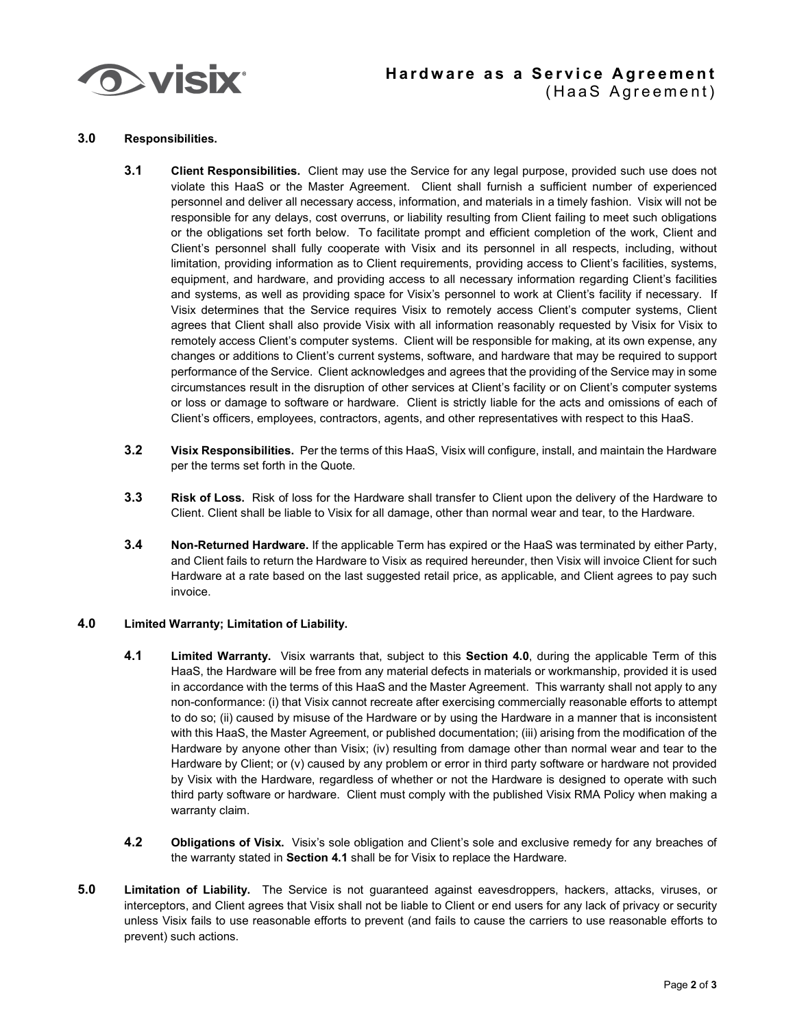## 3.0 Responsibilities.

**3.1 Client Responsibilities.** Client may use the Service for any legal purpose, provided such use does not violate this HaaS or the Master Agreement. Client shall furnish a sufficient number of experienced personnel and deliver all necessary access, information, and materials in a timely fashion. Visix will not be responsible for any delays, cost overruns, or liability resulting from Client failing to meet such obligations or the obligations set forth below. To facilitate prompt and efficient completion of the work, Client and Client's personnel shall fully cooperate with Visix and its personnel in all respects, including, without limitation, providing information as to Client requirements, providing access to Client's facilities, systems, equipment, and hardware, and providing access to all necessary information regarding Client's facilities and systems, as well as providing space for Visix's personnel to work at Client's facility if necessary. If Visix determines that the Service requires Visix to remotely access Client's computer systems, Client agrees that Client shall also provide Visix with all information reasonably requested by Visix for Visix to remotely access Client's computer systems. Client will be responsible for making, at its own expense, any changes or additions to Client's current systems, software, and hardware that may be required to support performance of the Service. Client acknowledges and agrees that the providing of the Service may in some circumstances result in the disruption of other services at Client's facility or on Client's computer systems or loss or damage to software or hardware. Client is strictly liable for the acts and omissions of each of Client's officers, employees, contractors, agents, and other representatives with respect to this HaaS.

**3.2 Visix Responsibilities.** Per the terms of this HaaS, Visix will configure, install, and maintain the Hardware per the terms set forth in the Quote.

**3.3 Risk of Loss.** Risk of loss for the Hardware shall transfer to Client upon the delivery of the Hardware to Client. Client shall be liable to Visix for all damage, other than normal wear and tear, to the Hardware.

**3.4 Non-Returned Hardware.** If the applicable Term has expired or the HaaS was terminated by either Party, and Client fails to return the Hardware to Visix as required hereunder, then Visix will invoice Client for such Hardware at a rate based on the last suggested retail price, as applicable, and Client agrees to pay such invoice.

## 4.0 Limited Warranty; Limitation of Liability.

**4.1 Limited Warranty.** Visix warrants that, subject to this **Section 4.0**, during the applicable Term of this HaaS, the Hardware will be free from any material defects in materials or workmanship, provided it is used in accordance with the terms of this HaaS and the Master Agreement. This warranty shall not apply to any non-conformance: (i) that Visix cannot recreate after exercising commercially reasonable efforts to attempt to do so; (ii) caused by misuse of the Hardware or by using the Hardware in a manner that is inconsistent with this HaaS, the Master Agreement, or published documentation; (iii) arising from the modification of the Hardware by anyone other than Visix; (iv) resulting from damage other than normal wear and tear to the Hardware by Client; or (v) caused by any problem or error in third party software or hardware not provided by Visix with the Hardware, regardless of whether or not the Hardware is designed to operate with such third party software or hardware. Client must comply with the published Visix RMA Policy when making a warranty claim.

**4.2 Obligations of Visix.** Visix's sole obligation and Client's sole and exclusive remedy for any breaches of the warranty stated in **Section 4.1** shall be for Visix to replace the Hardware.

## 5.0 Limitation of Liability.

The Service is not guaranteed against eavesdroppers, hackers, attacks, viruses, or interceptors, and Client agrees that Visix shall not be liable to Client or end users for any lack of privacy or security unless Visix fails to use reasonable efforts to prevent (and fails to cause the carriers to use reasonable efforts to prevent) such actions.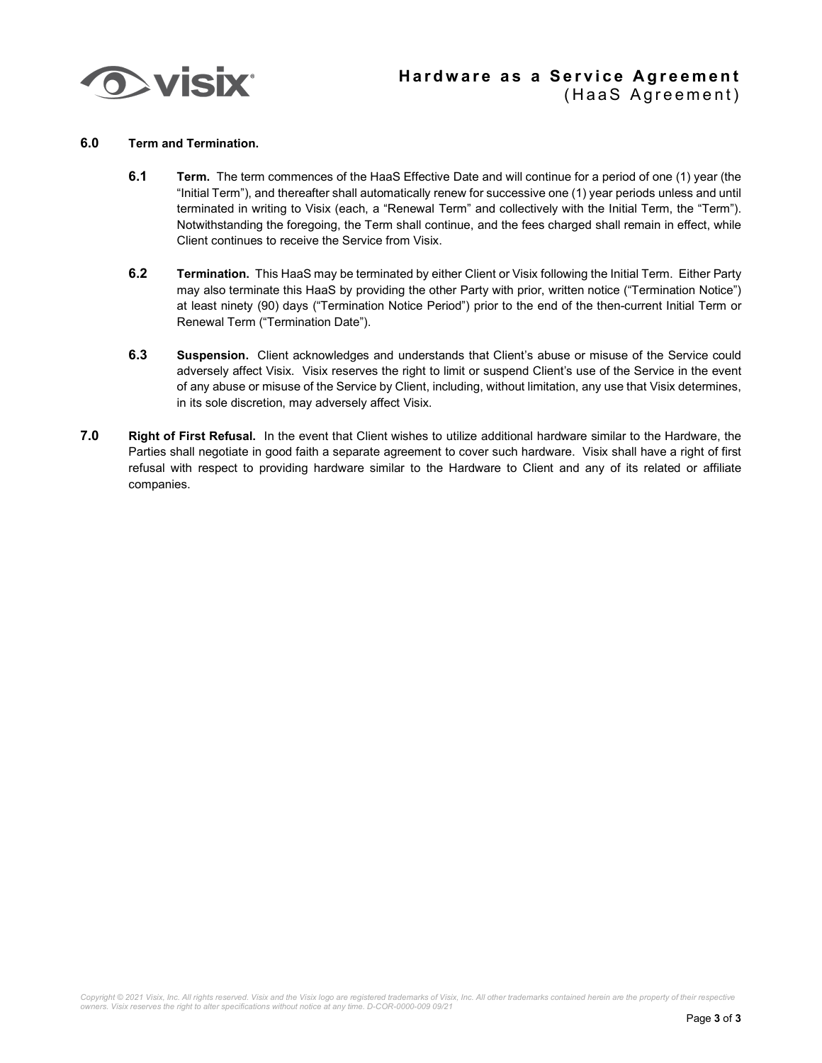## 6.0 Term and Termination.

**6.1 Term.** The term commences of the HaaS Effective Date and will continue for a period of one (1) year (the "Initial Term"), and thereafter shall automatically renew for successive one (1) year periods unless and until terminated in writing to Visix (each, a "Renewal Term" and collectively with the Initial Term, the "Term"). Notwithstanding the foregoing, the Term shall continue, and the fees charged shall remain in effect, while Client continues to receive the Service from Visix.

**6.2 Termination.** This HaaS may be terminated by either Client or Visix following the Initial Term. Either Party may also terminate this HaaS by providing the other Party with prior, written notice ("Termination Notice") at least ninety (90) days ("Termination Notice Period") prior to the end of the then-current Initial Term or Renewal Term ("Termination Date").

**6.3 Suspension.** Client acknowledges and understands that Client's abuse or misuse of the Service could adversely affect Visix. Visix reserves the right to limit or suspend Client's use of the Service in the event of any abuse or misuse of the Service by Client, including, without limitation, any use that Visix determines, in its sole discretion, may adversely affect Visix.

**7.0 Right of First Refusal.** In the event that Client wishes to utilize additional hardware similar to the Hardware, the Parties shall negotiate in good faith a separate agreement to cover such hardware. Visix shall have a right of first refusal with respect to providing hardware similar to the Hardware to Client and any of its related or affiliate companies.